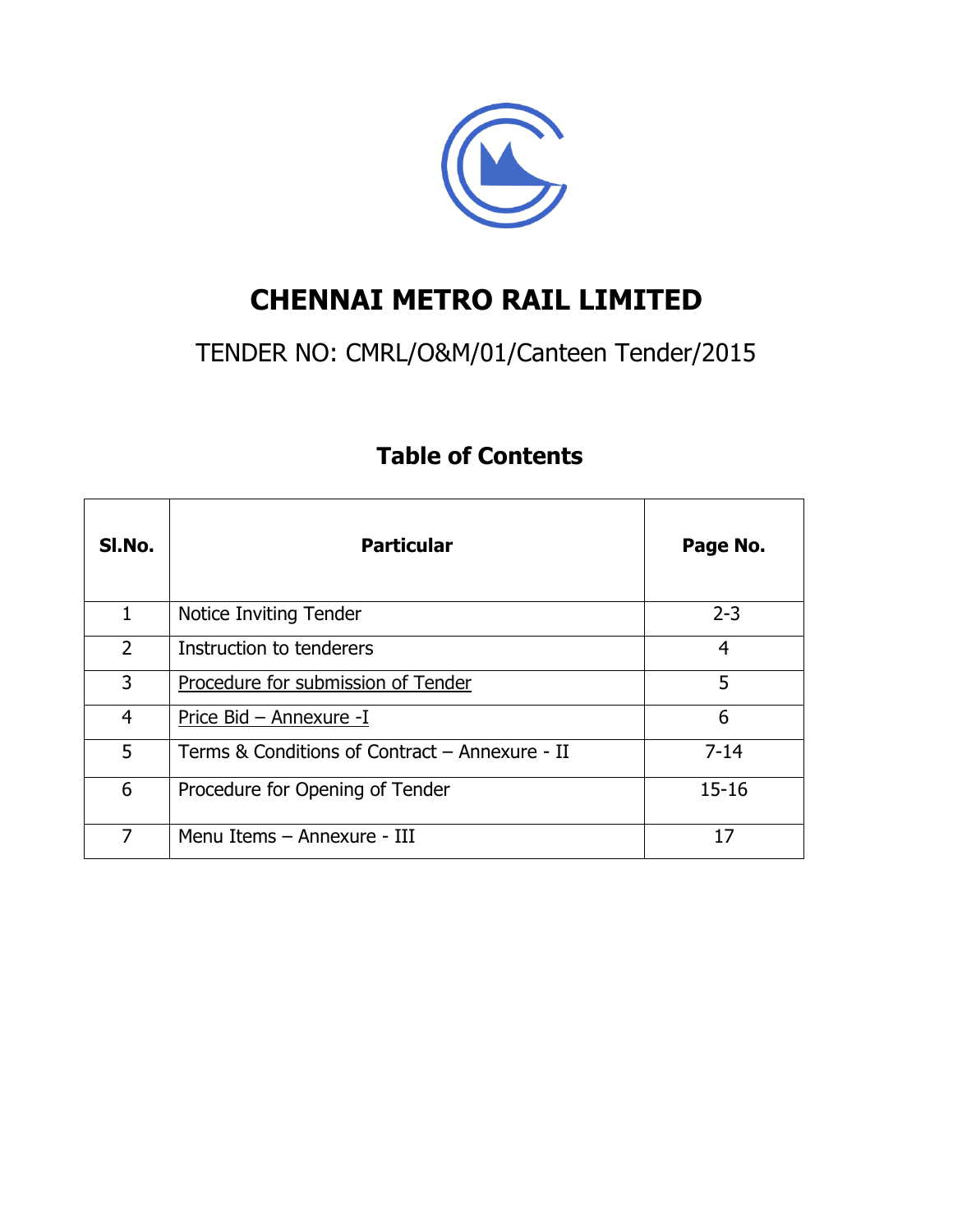# CHENNAI METRO RAIL LIMITED

TENDER NO: CMRL/O&M/01/Canteen Tender/2015

## Table of Contents

| Sl.No. | Particular | Page No. |
|---|---|---|
| 1 | Notice Inviting Tender | 2-3 |
| 2 | Instruction to tenderers | 4 |
| 3 | Procedure for submission of Tender | 5 |
| 4 | Price Bid – Annexure -I | 6 |
| 5 | Terms & Conditions of Contract – Annexure - II | 7-14 |
| 6 | Procedure for Opening of Tender | 15-16 |
| 7 | Menu Items – Annexure - III | 17 |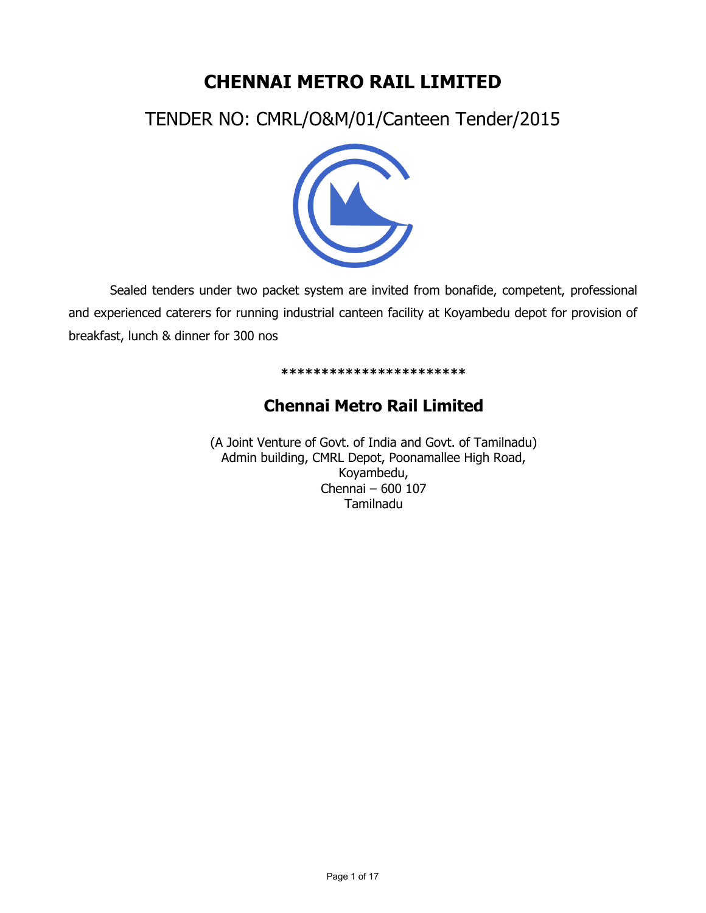# CHENNAI METRO RAIL LIMITED

## TENDER NO: CMRL/O&M/01/Canteen Tender/2015

Sealed tenders under two packet system are invited from bonafide, competent, professional and experienced caterers for running industrial canteen facility at Koyambedu depot for provision of breakfast, lunch & dinner for 300 nos

***********************

## Chennai Metro Rail Limited

(A Joint Venture of Govt. of India and Govt. of Tamilnadu)
Admin building, CMRL Depot, Poonamallee High Road,
Koyambedu,
Chennai – 600 107
Tamilnadu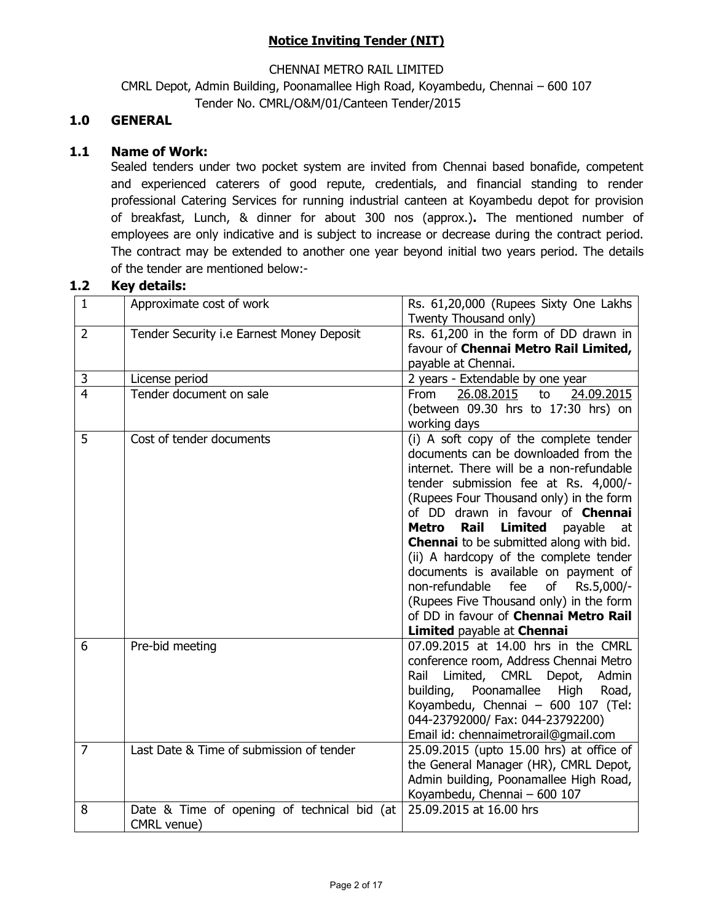## Notice Inviting Tender (NIT)

CHENNAI METRO RAIL LIMITED

CMRL Depot, Admin Building, Poonamallee High Road, Koyambedu, Chennai – 600 107

Tender No. CMRL/O&M/01/Canteen Tender/2015

### 1.0 GENERAL

### 1.1 Name of Work:

Sealed tenders under two pocket system are invited from Chennai based bonafide, competent and experienced caterers of good repute, credentials, and financial standing to render professional Catering Services for running industrial canteen at Koyambedu depot for provision of breakfast, Lunch, & dinner for about 300 nos (approx.)**.** The mentioned number of employees are only indicative and is subject to increase or decrease during the contract period. The contract may be extended to another one year beyond initial two years period. The details of the tender are mentioned below:-

### 1.2 Key details:

| | | |
|---|---|---|
| 1 | Approximate cost of work | Rs. 61,20,000 (Rupees Sixty One Lakhs Twenty Thousand only) |
| 2 | Tender Security i.e Earnest Money Deposit | Rs. 61,200 in the form of DD drawn in favour of **Chennai Metro Rail Limited,** payable at Chennai. |
| 3 | License period | 2 years - Extendable by one year |
| 4 | Tender document on sale | From 26.08.2015 to 24.09.2015 (between 09.30 hrs to 17:30 hrs) on working days |
| 5 | Cost of tender documents | (i) A soft copy of the complete tender documents can be downloaded from the internet. There will be a non-refundable tender submission fee at Rs. 4,000/- (Rupees Four Thousand only) in the form of DD drawn in favour of **Chennai Metro Rail Limited** payable at **Chennai** to be submitted along with bid. (ii) A hardcopy of the complete tender documents is available on payment of non-refundable fee of Rs.5,000/- (Rupees Five Thousand only) in the form of DD in favour of **Chennai Metro Rail Limited** payable at **Chennai** |
| 6 | Pre-bid meeting | 07.09.2015 at 14.00 hrs in the CMRL conference room, Address Chennai Metro Rail Limited, CMRL Depot, Admin building, Poonamallee High Road, Koyambedu, Chennai – 600 107 (Tel: 044-23792000/ Fax: 044-23792200) Email id: chennaimetrorail@gmail.com |
| 7 | Last Date & Time of submission of tender | 25.09.2015 (upto 15.00 hrs) at office of the General Manager (HR), CMRL Depot, Admin building, Poonamallee High Road, Koyambedu, Chennai – 600 107 |
| 8 | Date & Time of opening of technical bid (at CMRL venue) | 25.09.2015 at 16.00 hrs |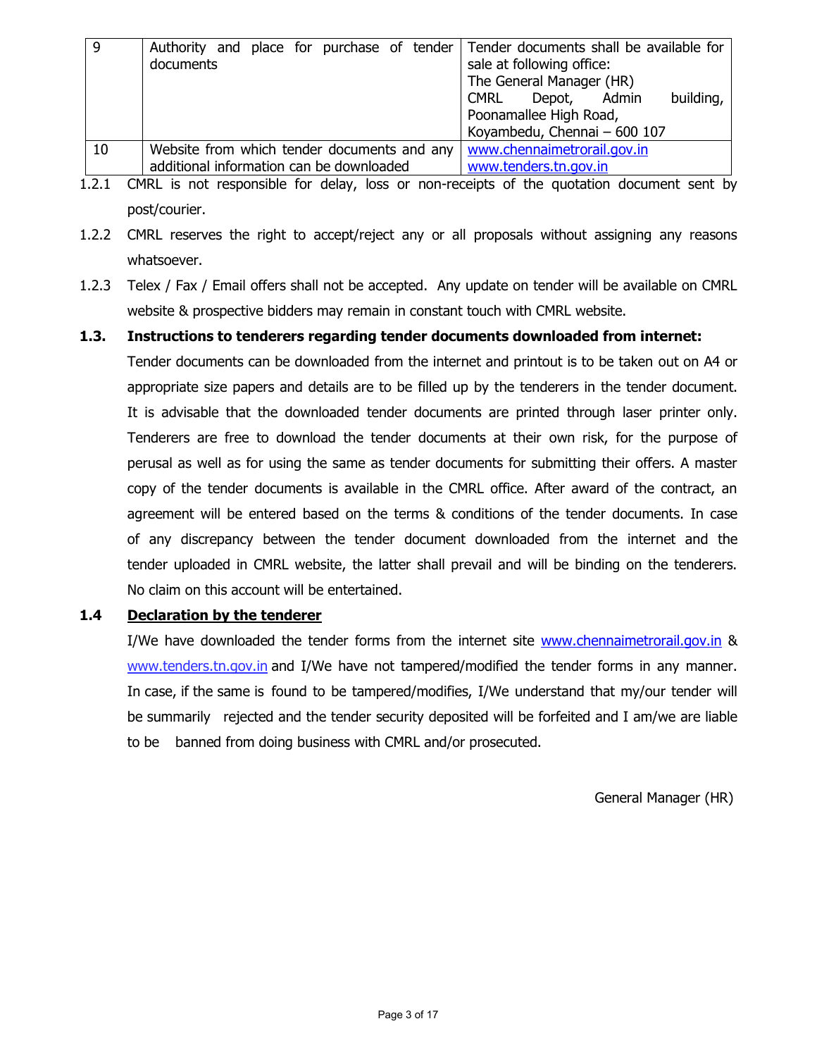| | | |
|---|---|---|
| 9 | Authority and place for purchase of tender documents | Tender documents shall be available for sale at following office:<br>The General Manager (HR)<br>CMRL Depot, Admin building, Poonamallee High Road,<br>Koyambedu, Chennai – 600 107 |
| 10 | Website from which tender documents and any additional information can be downloaded | www.chennaimetrorail.gov.in<br>www.tenders.tn.gov.in |

1.2.1 CMRL is not responsible for delay, loss or non-receipts of the quotation document sent by post/courier.

1.2.2 CMRL reserves the right to accept/reject any or all proposals without assigning any reasons whatsoever.

1.2.3 Telex / Fax / Email offers shall not be accepted. Any update on tender will be available on CMRL website & prospective bidders may remain in constant touch with CMRL website.

**1.3. Instructions to tenderers regarding tender documents downloaded from internet:**

Tender documents can be downloaded from the internet and printout is to be taken out on A4 or appropriate size papers and details are to be filled up by the tenderers in the tender document. It is advisable that the downloaded tender documents are printed through laser printer only. Tenderers are free to download the tender documents at their own risk, for the purpose of perusal as well as for using the same as tender documents for submitting their offers. A master copy of the tender documents is available in the CMRL office. After award of the contract, an agreement will be entered based on the terms & conditions of the tender documents. In case of any discrepancy between the tender document downloaded from the internet and the tender uploaded in CMRL website, the latter shall prevail and will be binding on the tenderers. No claim on this account will be entertained.

**1.4 <u>Declaration by the tenderer</u>**

I/We have downloaded the tender forms from the internet site www.chennaimetrorail.gov.in & www.tenders.tn.gov.in and I/We have not tampered/modified the tender forms in any manner. In case, if the same is found to be tampered/modifies, I/We understand that my/our tender will be summarily rejected and the tender security deposited will be forfeited and I am/we are liable to be banned from doing business with CMRL and/or prosecuted.

General Manager (HR)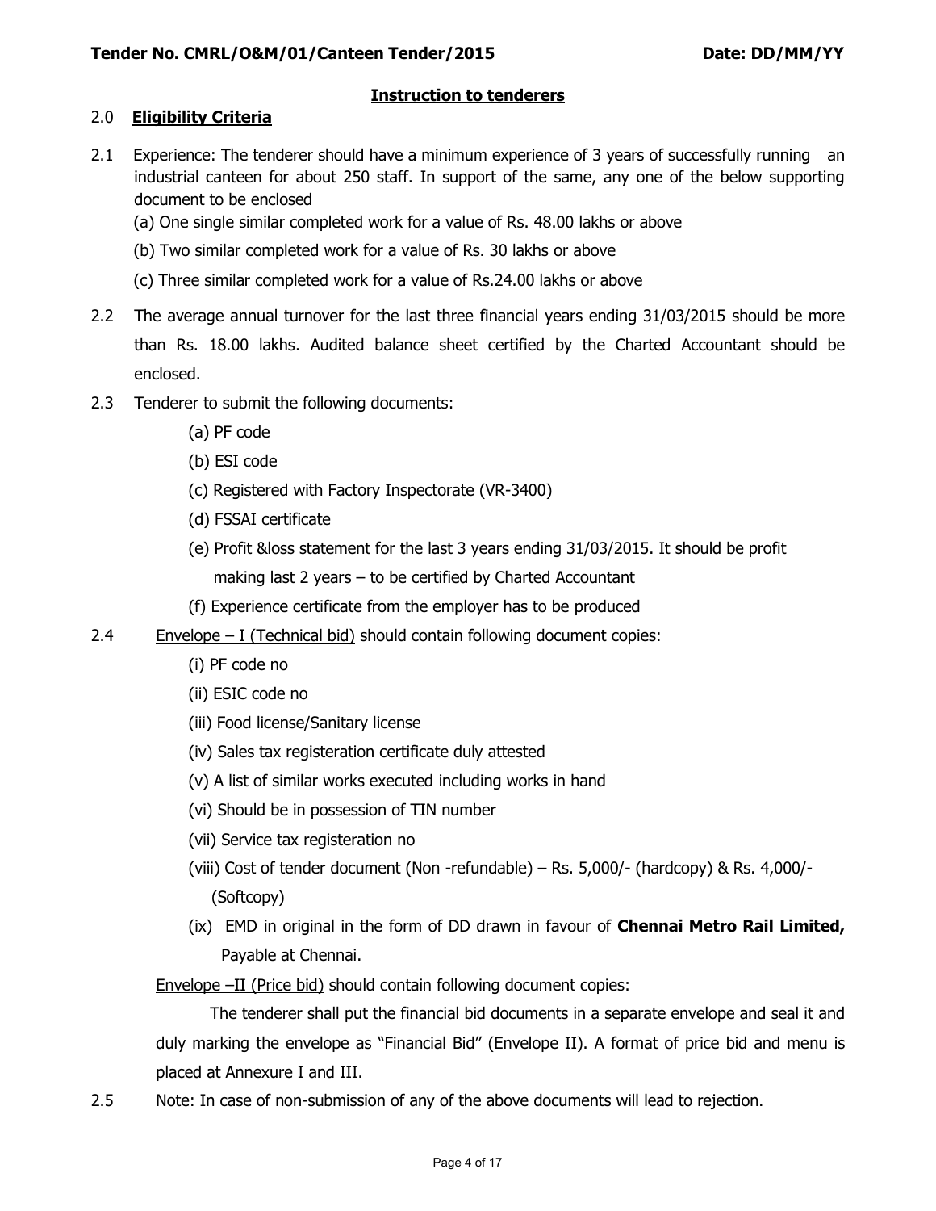## Instruction to tenderers

### 2.0 Eligibility Criteria

2.1 Experience: The tenderer should have a minimum experience of 3 years of successfully running an industrial canteen for about 250 staff. In support of the same, any one of the below supporting document to be enclosed

(a) One single similar completed work for a value of Rs. 48.00 lakhs or above

(b) Two similar completed work for a value of Rs. 30 lakhs or above

(c) Three similar completed work for a value of Rs.24.00 lakhs or above

2.2 The average annual turnover for the last three financial years ending 31/03/2015 should be more than Rs. 18.00 lakhs. Audited balance sheet certified by the Charted Accountant should be enclosed.

2.3 Tenderer to submit the following documents:

(a) PF code

(b) ESI code

(c) Registered with Factory Inspectorate (VR-3400)

(d) FSSAI certificate

(e) Profit &loss statement for the last 3 years ending 31/03/2015. It should be profit making last 2 years – to be certified by Charted Accountant

(f) Experience certificate from the employer has to be produced

2.4 Envelope – I (Technical bid) should contain following document copies:

(i) PF code no

(ii) ESIC code no

(iii) Food license/Sanitary license

(iv) Sales tax registeration certificate duly attested

(v) A list of similar works executed including works in hand

(vi) Should be in possession of TIN number

(vii) Service tax registeration no

(viii) Cost of tender document (Non -refundable) – Rs. 5,000/- (hardcopy) & Rs. 4,000/- (Softcopy)

(ix) EMD in original in the form of DD drawn in favour of **Chennai Metro Rail Limited,** Payable at Chennai.

Envelope –II (Price bid) should contain following document copies:

The tenderer shall put the financial bid documents in a separate envelope and seal it and duly marking the envelope as "Financial Bid" (Envelope II). A format of price bid and menu is placed at Annexure I and III.

2.5 Note: In case of non-submission of any of the above documents will lead to rejection.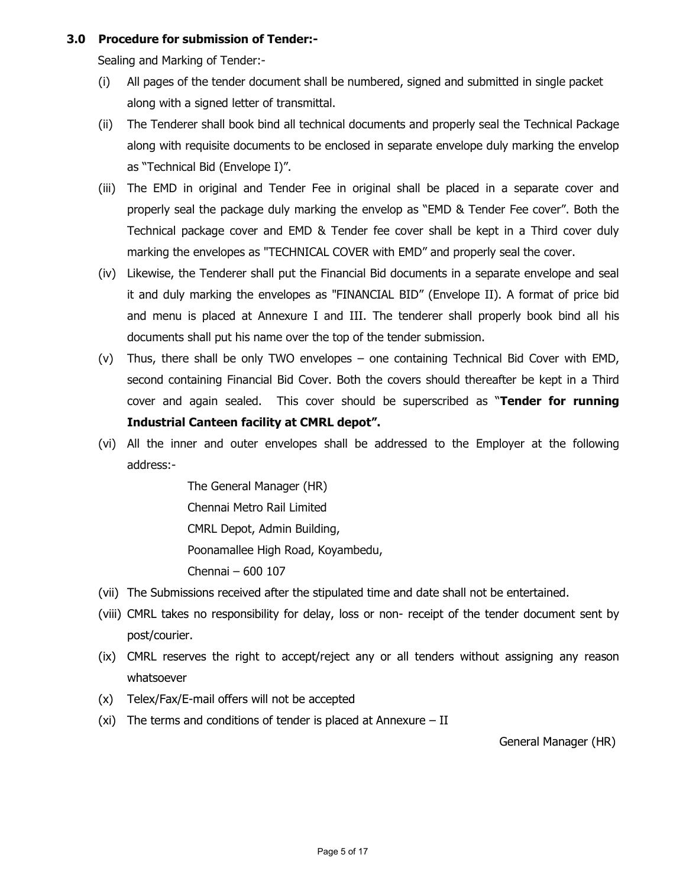### 3.0 Procedure for submission of Tender:-

Sealing and Marking of Tender:-

(i) All pages of the tender document shall be numbered, signed and submitted in single packet along with a signed letter of transmittal.

(ii) The Tenderer shall book bind all technical documents and properly seal the Technical Package along with requisite documents to be enclosed in separate envelope duly marking the envelop as "Technical Bid (Envelope I)".

(iii) The EMD in original and Tender Fee in original shall be placed in a separate cover and properly seal the package duly marking the envelop as "EMD & Tender Fee cover". Both the Technical package cover and EMD & Tender fee cover shall be kept in a Third cover duly marking the envelopes as "TECHNICAL COVER with EMD" and properly seal the cover.

(iv) Likewise, the Tenderer shall put the Financial Bid documents in a separate envelope and seal it and duly marking the envelopes as "FINANCIAL BID" (Envelope II). A format of price bid and menu is placed at Annexure I and III. The tenderer shall properly book bind all his documents shall put his name over the top of the tender submission.

(v) Thus, there shall be only TWO envelopes – one containing Technical Bid Cover with EMD, second containing Financial Bid Cover. Both the covers should thereafter be kept in a Third cover and again sealed. This cover should be superscribed as "**Tender for running Industrial Canteen facility at CMRL depot".**

(vi) All the inner and outer envelopes shall be addressed to the Employer at the following address:-

The General Manager (HR)
Chennai Metro Rail Limited
CMRL Depot, Admin Building,
Poonamallee High Road, Koyambedu,
Chennai – 600 107

(vii) The Submissions received after the stipulated time and date shall not be entertained.

(viii) CMRL takes no responsibility for delay, loss or non- receipt of the tender document sent by post/courier.

(ix) CMRL reserves the right to accept/reject any or all tenders without assigning any reason whatsoever

(x) Telex/Fax/E-mail offers will not be accepted

(xi) The terms and conditions of tender is placed at Annexure – II

General Manager (HR)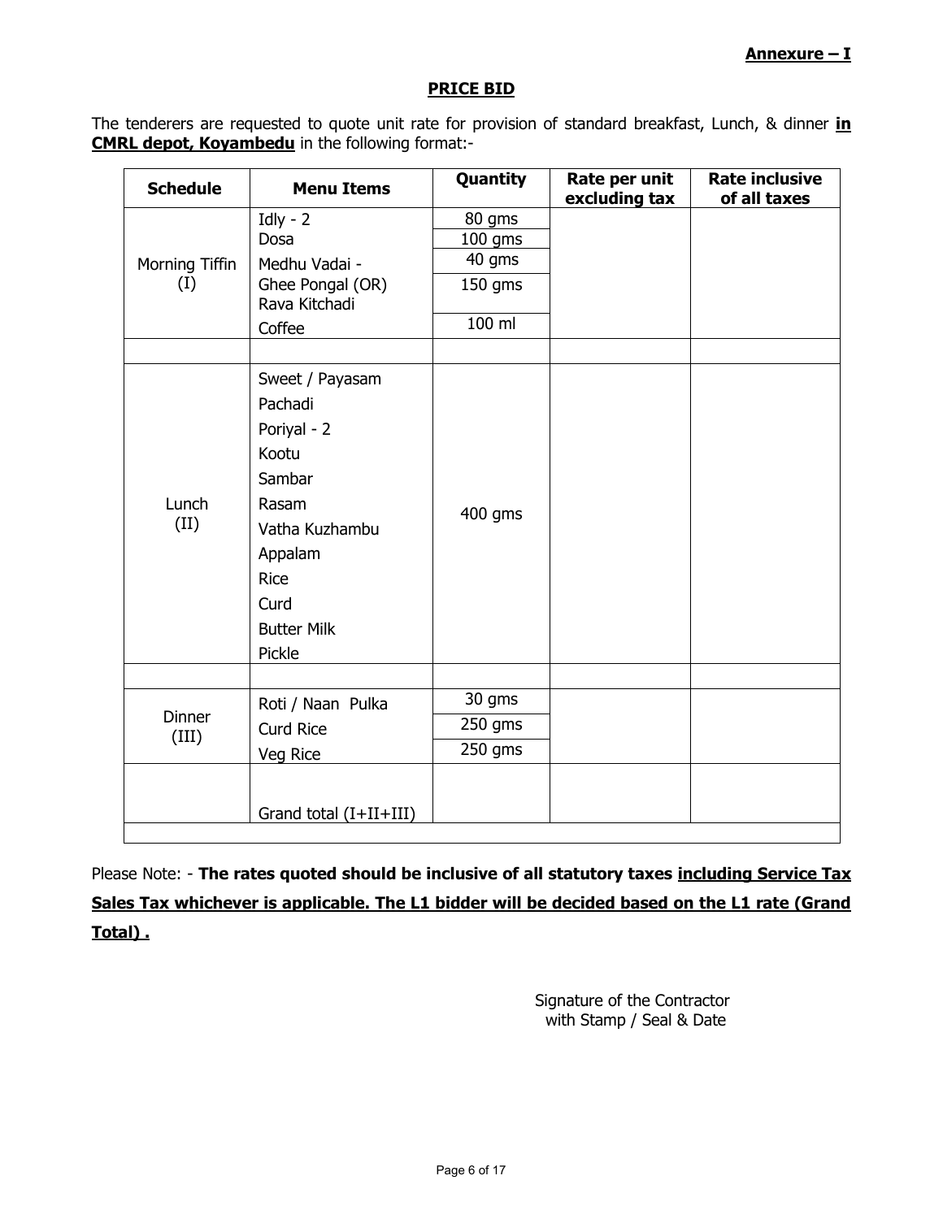**Annexure – I**

## PRICE BID

The tenderers are requested to quote unit rate for provision of standard breakfast, Lunch, & dinner **in CMRL depot, Koyambedu** in the following format:-

| Schedule | Menu Items | Quantity | Rate per unit excluding tax | Rate inclusive of all taxes |
|---|---|---|---|---|
| Morning Tiffin (I) | Idly - 2 | 80 gms | | |
| | Dosa | 100 gms | | |
| | Medhu Vadai - | 40 gms | | |
| | Ghee Pongal (OR) Rava Kitchadi | 150 gms | | |
| | Coffee | 100 ml | | |
| | | | | |
| Lunch (II) | Sweet / Payasam<br>Pachadi<br>Poriyal - 2<br>Kootu<br>Sambar<br>Rasam<br>Vatha Kuzhambu<br>Appalam<br>Rice<br>Curd<br>Butter Milk<br>Pickle | 400 gms | | |
| | | | | |
| Dinner (III) | Roti / Naan Pulka | 30 gms | | |
| | Curd Rice | 250 gms | | |
| | Veg Rice | 250 gms | | |
| | Grand total (I+II+III) | | | |

Please Note: - **The rates quoted should be inclusive of all statutory taxes <u>including Service Tax Sales Tax whichever is applicable. The L1 bidder will be decided based on the L1 rate (Grand Total) .</u>**

Signature of the Contractor
with Stamp / Seal & Date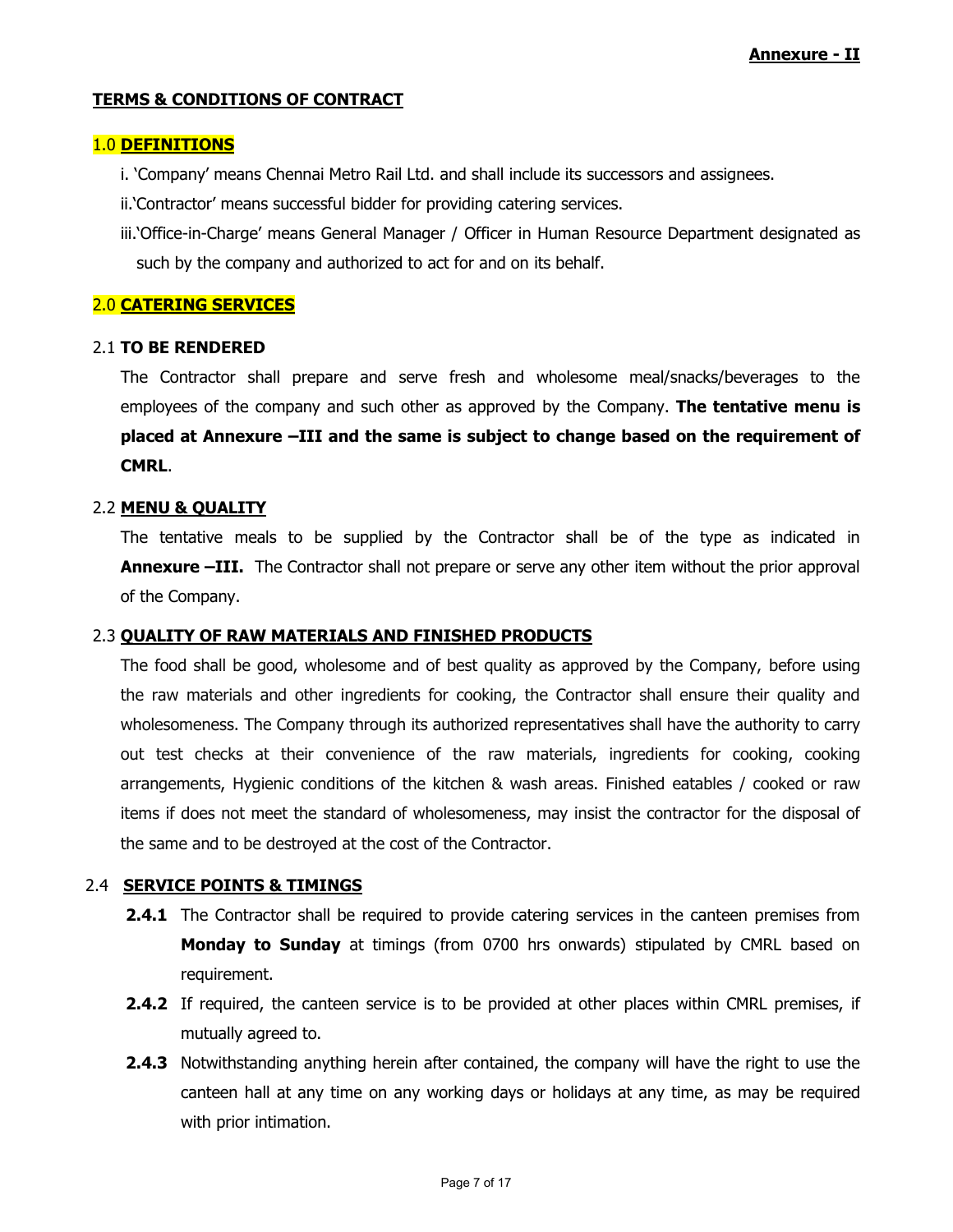**Annexure - II**

## TERMS & CONDITIONS OF CONTRACT

### 1.0 DEFINITIONS

i. 'Company' means Chennai Metro Rail Ltd. and shall include its successors and assignees.

ii.'Contractor' means successful bidder for providing catering services.

iii.'Office-in-Charge' means General Manager / Officer in Human Resource Department designated as such by the company and authorized to act for and on its behalf.

### 2.0 CATERING SERVICES

#### 2.1 TO BE RENDERED

The Contractor shall prepare and serve fresh and wholesome meal/snacks/beverages to the employees of the company and such other as approved by the Company. **The tentative menu is placed at Annexure –III and the same is subject to change based on the requirement of CMRL**.

#### 2.2 MENU & QUALITY

The tentative meals to be supplied by the Contractor shall be of the type as indicated in **Annexure –III.** The Contractor shall not prepare or serve any other item without the prior approval of the Company.

#### 2.3 QUALITY OF RAW MATERIALS AND FINISHED PRODUCTS

The food shall be good, wholesome and of best quality as approved by the Company, before using the raw materials and other ingredients for cooking, the Contractor shall ensure their quality and wholesomeness. The Company through its authorized representatives shall have the authority to carry out test checks at their convenience of the raw materials, ingredients for cooking, cooking arrangements, Hygienic conditions of the kitchen & wash areas. Finished eatables / cooked or raw items if does not meet the standard of wholesomeness, may insist the contractor for the disposal of the same and to be destroyed at the cost of the Contractor.

#### 2.4 SERVICE POINTS & TIMINGS

**2.4.1** The Contractor shall be required to provide catering services in the canteen premises from **Monday to Sunday** at timings (from 0700 hrs onwards) stipulated by CMRL based on requirement.

**2.4.2** If required, the canteen service is to be provided at other places within CMRL premises, if mutually agreed to.

**2.4.3** Notwithstanding anything herein after contained, the company will have the right to use the canteen hall at any time on any working days or holidays at any time, as may be required with prior intimation.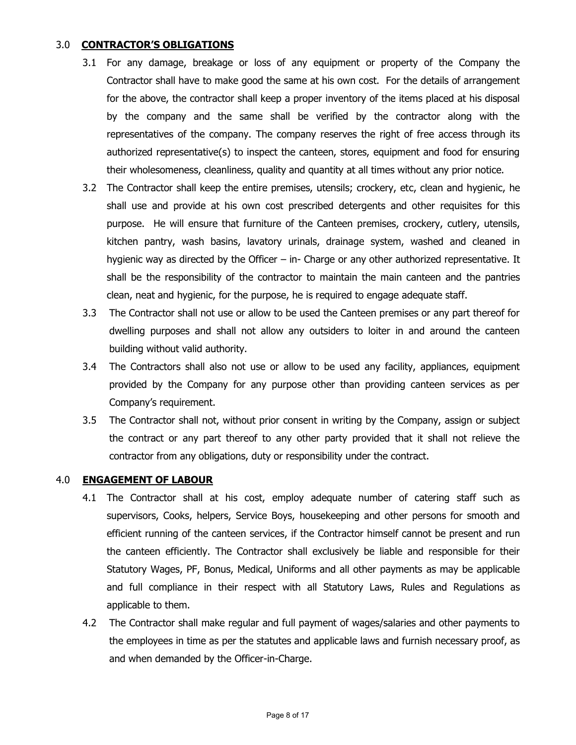## 3.0 **CONTRACTOR'S OBLIGATIONS**

3.1 For any damage, breakage or loss of any equipment or property of the Company the Contractor shall have to make good the same at his own cost. For the details of arrangement for the above, the contractor shall keep a proper inventory of the items placed at his disposal by the company and the same shall be verified by the contractor along with the representatives of the company. The company reserves the right of free access through its authorized representative(s) to inspect the canteen, stores, equipment and food for ensuring their wholesomeness, cleanliness, quality and quantity at all times without any prior notice.

3.2 The Contractor shall keep the entire premises, utensils; crockery, etc, clean and hygienic, he shall use and provide at his own cost prescribed detergents and other requisites for this purpose. He will ensure that furniture of the Canteen premises, crockery, cutlery, utensils, kitchen pantry, wash basins, lavatory urinals, drainage system, washed and cleaned in hygienic way as directed by the Officer – in- Charge or any other authorized representative. It shall be the responsibility of the contractor to maintain the main canteen and the pantries clean, neat and hygienic, for the purpose, he is required to engage adequate staff.

3.3 The Contractor shall not use or allow to be used the Canteen premises or any part thereof for dwelling purposes and shall not allow any outsiders to loiter in and around the canteen building without valid authority.

3.4 The Contractors shall also not use or allow to be used any facility, appliances, equipment provided by the Company for any purpose other than providing canteen services as per Company's requirement.

3.5 The Contractor shall not, without prior consent in writing by the Company, assign or subject the contract or any part thereof to any other party provided that it shall not relieve the contractor from any obligations, duty or responsibility under the contract.

## 4.0 **ENGAGEMENT OF LABOUR**

4.1 The Contractor shall at his cost, employ adequate number of catering staff such as supervisors, Cooks, helpers, Service Boys, housekeeping and other persons for smooth and efficient running of the canteen services, if the Contractor himself cannot be present and run the canteen efficiently. The Contractor shall exclusively be liable and responsible for their Statutory Wages, PF, Bonus, Medical, Uniforms and all other payments as may be applicable and full compliance in their respect with all Statutory Laws, Rules and Regulations as applicable to them.

4.2 The Contractor shall make regular and full payment of wages/salaries and other payments to the employees in time as per the statutes and applicable laws and furnish necessary proof, as and when demanded by the Officer-in-Charge.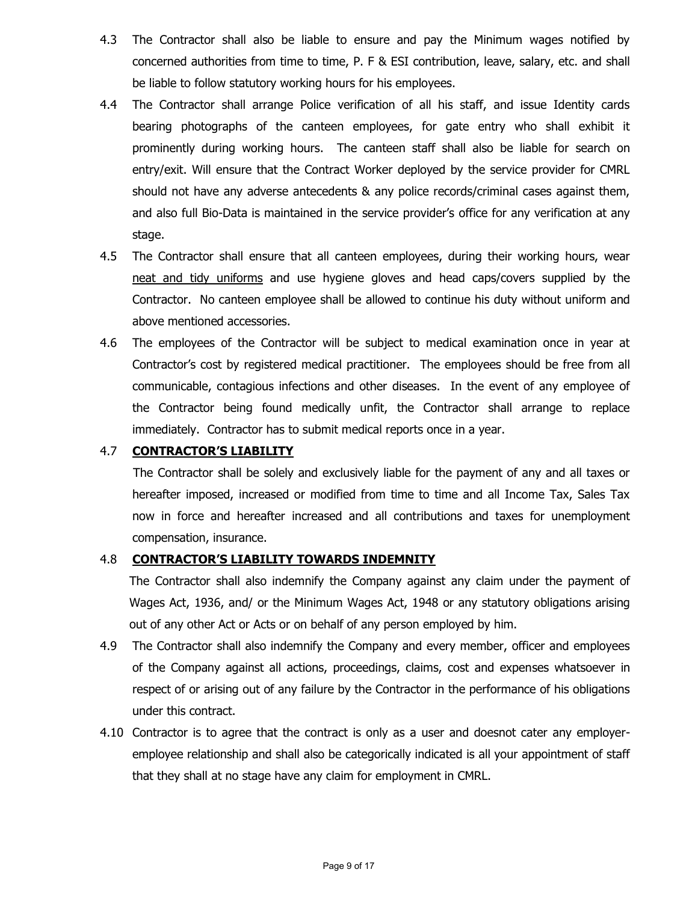4.3 The Contractor shall also be liable to ensure and pay the Minimum wages notified by concerned authorities from time to time, P. F & ESI contribution, leave, salary, etc. and shall be liable to follow statutory working hours for his employees.

4.4 The Contractor shall arrange Police verification of all his staff, and issue Identity cards bearing photographs of the canteen employees, for gate entry who shall exhibit it prominently during working hours. The canteen staff shall also be liable for search on entry/exit. Will ensure that the Contract Worker deployed by the service provider for CMRL should not have any adverse antecedents & any police records/criminal cases against them, and also full Bio-Data is maintained in the service provider's office for any verification at any stage.

4.5 The Contractor shall ensure that all canteen employees, during their working hours, wear <u>neat and tidy uniforms</u> and use hygiene gloves and head caps/covers supplied by the Contractor. No canteen employee shall be allowed to continue his duty without uniform and above mentioned accessories.

4.6 The employees of the Contractor will be subject to medical examination once in year at Contractor's cost by registered medical practitioner. The employees should be free from all communicable, contagious infections and other diseases. In the event of any employee of the Contractor being found medically unfit, the Contractor shall arrange to replace immediately. Contractor has to submit medical reports once in a year.

4.7 **<u>CONTRACTOR'S LIABILITY</u>**

The Contractor shall be solely and exclusively liable for the payment of any and all taxes or hereafter imposed, increased or modified from time to time and all Income Tax, Sales Tax now in force and hereafter increased and all contributions and taxes for unemployment compensation, insurance.

4.8 **<u>CONTRACTOR'S LIABILITY TOWARDS INDEMNITY</u>**

The Contractor shall also indemnify the Company against any claim under the payment of Wages Act, 1936, and/ or the Minimum Wages Act, 1948 or any statutory obligations arising out of any other Act or Acts or on behalf of any person employed by him.

4.9 The Contractor shall also indemnify the Company and every member, officer and employees of the Company against all actions, proceedings, claims, cost and expenses whatsoever in respect of or arising out of any failure by the Contractor in the performance of his obligations under this contract.

4.10 Contractor is to agree that the contract is only as a user and doesnot cater any employer-employee relationship and shall also be categorically indicated is all your appointment of staff that they shall at no stage have any claim for employment in CMRL.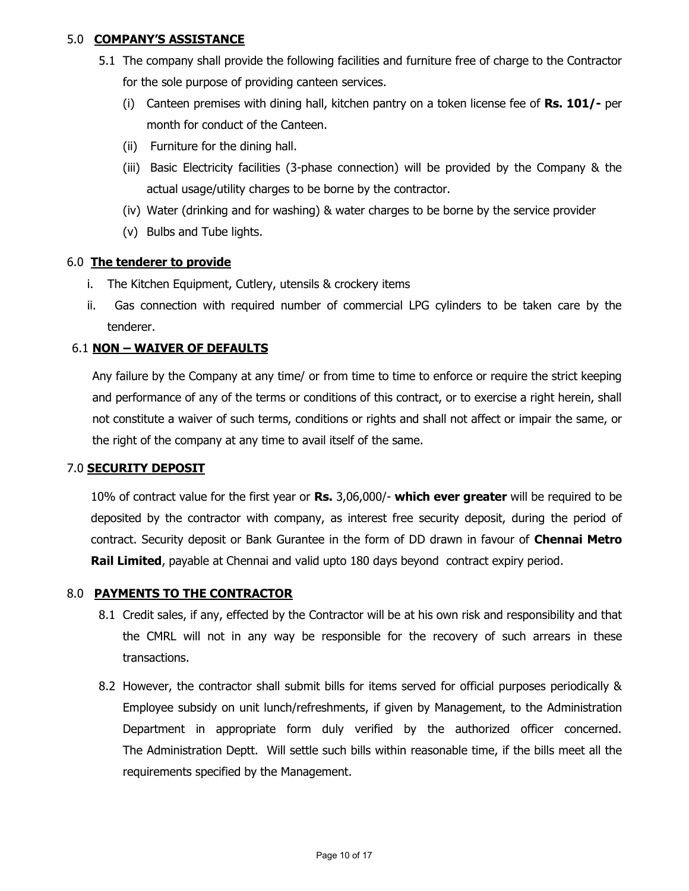## 5.0 **COMPANY'S ASSISTANCE**

5.1 The company shall provide the following facilities and furniture free of charge to the Contractor for the sole purpose of providing canteen services.

(i) Canteen premises with dining hall, kitchen pantry on a token license fee of **Rs. 101/-** per month for conduct of the Canteen.

(ii) Furniture for the dining hall.

(iii) Basic Electricity facilities (3-phase connection) will be provided by the Company & the actual usage/utility charges to be borne by the contractor.

(iv) Water (drinking and for washing) & water charges to be borne by the service provider

(v) Bulbs and Tube lights.

## 6.0 **The tenderer to provide**

i. The Kitchen Equipment, Cutlery, utensils & crockery items

ii. Gas connection with required number of commercial LPG cylinders to be taken care by the tenderer.

### 6.1 **NON – WAIVER OF DEFAULTS**

Any failure by the Company at any time/ or from time to time to enforce or require the strict keeping and performance of any of the terms or conditions of this contract, or to exercise a right herein, shall not constitute a waiver of such terms, conditions or rights and shall not affect or impair the same, or the right of the company at any time to avail itself of the same.

## 7.0 **SECURITY DEPOSIT**

10% of contract value for the first year or **Rs.** 3,06,000/- **which ever greater** will be required to be deposited by the contractor with company, as interest free security deposit, during the period of contract. Security deposit or Bank Gurantee in the form of DD drawn in favour of **Chennai Metro Rail Limited**, payable at Chennai and valid upto 180 days beyond contract expiry period.

## 8.0 **PAYMENTS TO THE CONTRACTOR**

8.1 Credit sales, if any, effected by the Contractor will be at his own risk and responsibility and that the CMRL will not in any way be responsible for the recovery of such arrears in these transactions.

8.2 However, the contractor shall submit bills for items served for official purposes periodically & Employee subsidy on unit lunch/refreshments, if given by Management, to the Administration Department in appropriate form duly verified by the authorized officer concerned. The Administration Deptt. Will settle such bills within reasonable time, if the bills meet all the requirements specified by the Management.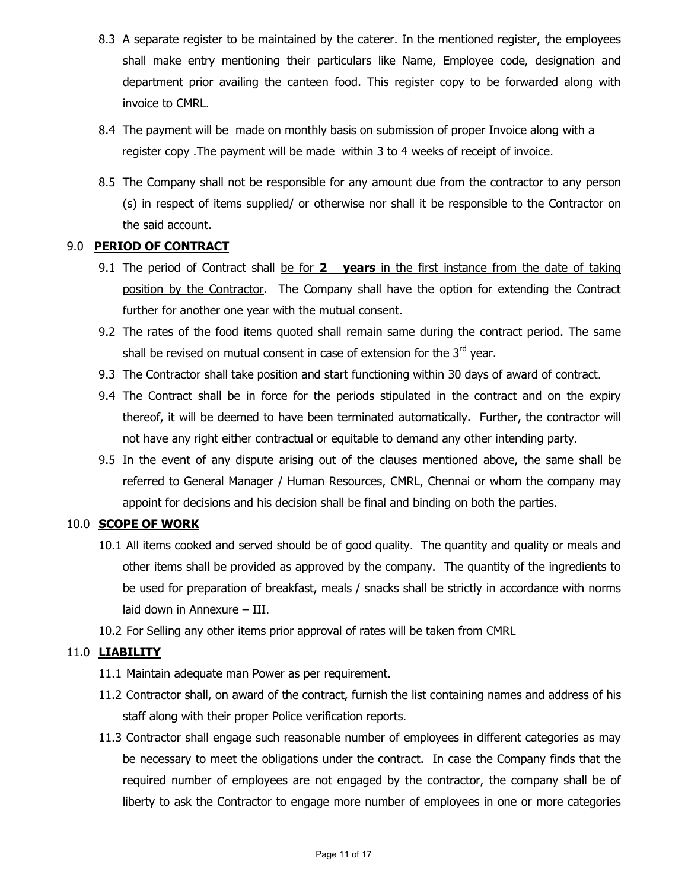8.3 A separate register to be maintained by the caterer. In the mentioned register, the employees shall make entry mentioning their particulars like Name, Employee code, designation and department prior availing the canteen food. This register copy to be forwarded along with invoice to CMRL.

8.4 The payment will be made on monthly basis on submission of proper Invoice along with a register copy .The payment will be made within 3 to 4 weeks of receipt of invoice.

8.5 The Company shall not be responsible for any amount due from the contractor to any person (s) in respect of items supplied/ or otherwise nor shall it be responsible to the Contractor on the said account.

## 9.0 PERIOD OF CONTRACT

9.1 The period of Contract shall be for **2 years** in the first instance from the date of taking position by the Contractor. The Company shall have the option for extending the Contract further for another one year with the mutual consent.

9.2 The rates of the food items quoted shall remain same during the contract period. The same shall be revised on mutual consent in case of extension for the 3rd year.

9.3 The Contractor shall take position and start functioning within 30 days of award of contract.

9.4 The Contract shall be in force for the periods stipulated in the contract and on the expiry thereof, it will be deemed to have been terminated automatically. Further, the contractor will not have any right either contractual or equitable to demand any other intending party.

9.5 In the event of any dispute arising out of the clauses mentioned above, the same shall be referred to General Manager / Human Resources, CMRL, Chennai or whom the company may appoint for decisions and his decision shall be final and binding on both the parties.

## 10.0 SCOPE OF WORK

10.1 All items cooked and served should be of good quality. The quantity and quality or meals and other items shall be provided as approved by the company. The quantity of the ingredients to be used for preparation of breakfast, meals / snacks shall be strictly in accordance with norms laid down in Annexure – III.

10.2 For Selling any other items prior approval of rates will be taken from CMRL

## 11.0 LIABILITY

11.1 Maintain adequate man Power as per requirement.

11.2 Contractor shall, on award of the contract, furnish the list containing names and address of his staff along with their proper Police verification reports.

11.3 Contractor shall engage such reasonable number of employees in different categories as may be necessary to meet the obligations under the contract. In case the Company finds that the required number of employees are not engaged by the contractor, the company shall be of liberty to ask the Contractor to engage more number of employees in one or more categories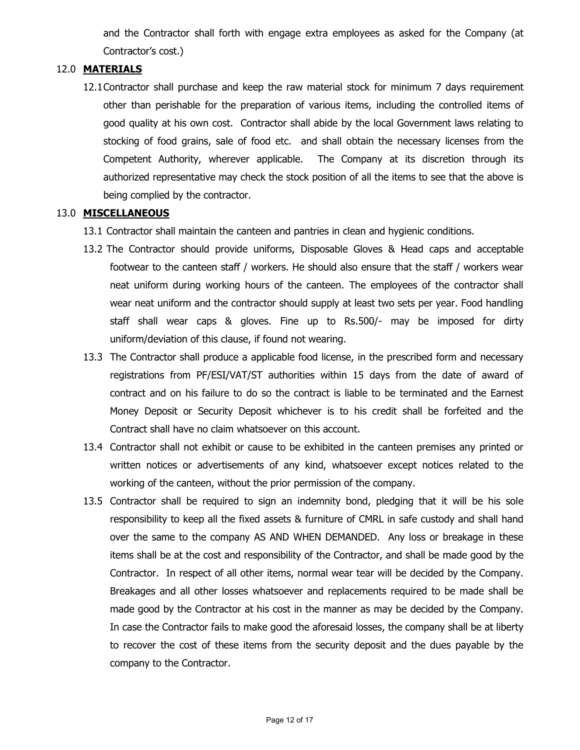and the Contractor shall forth with engage extra employees as asked for the Company (at Contractor's cost.)

## 12.0 **MATERIALS**

12.1 Contractor shall purchase and keep the raw material stock for minimum 7 days requirement other than perishable for the preparation of various items, including the controlled items of good quality at his own cost. Contractor shall abide by the local Government laws relating to stocking of food grains, sale of food etc. and shall obtain the necessary licenses from the Competent Authority, wherever applicable. The Company at its discretion through its authorized representative may check the stock position of all the items to see that the above is being complied by the contractor.

## 13.0 **MISCELLANEOUS**

13.1 Contractor shall maintain the canteen and pantries in clean and hygienic conditions.

13.2 The Contractor should provide uniforms, Disposable Gloves & Head caps and acceptable footwear to the canteen staff / workers. He should also ensure that the staff / workers wear neat uniform during working hours of the canteen. The employees of the contractor shall wear neat uniform and the contractor should supply at least two sets per year. Food handling staff shall wear caps & gloves. Fine up to Rs.500/- may be imposed for dirty uniform/deviation of this clause, if found not wearing.

13.3 The Contractor shall produce a applicable food license, in the prescribed form and necessary registrations from PF/ESI/VAT/ST authorities within 15 days from the date of award of contract and on his failure to do so the contract is liable to be terminated and the Earnest Money Deposit or Security Deposit whichever is to his credit shall be forfeited and the Contract shall have no claim whatsoever on this account.

13.4 Contractor shall not exhibit or cause to be exhibited in the canteen premises any printed or written notices or advertisements of any kind, whatsoever except notices related to the working of the canteen, without the prior permission of the company.

13.5 Contractor shall be required to sign an indemnity bond, pledging that it will be his sole responsibility to keep all the fixed assets & furniture of CMRL in safe custody and shall hand over the same to the company AS AND WHEN DEMANDED. Any loss or breakage in these items shall be at the cost and responsibility of the Contractor, and shall be made good by the Contractor. In respect of all other items, normal wear tear will be decided by the Company. Breakages and all other losses whatsoever and replacements required to be made shall be made good by the Contractor at his cost in the manner as may be decided by the Company. In case the Contractor fails to make good the aforesaid losses, the company shall be at liberty to recover the cost of these items from the security deposit and the dues payable by the company to the Contractor.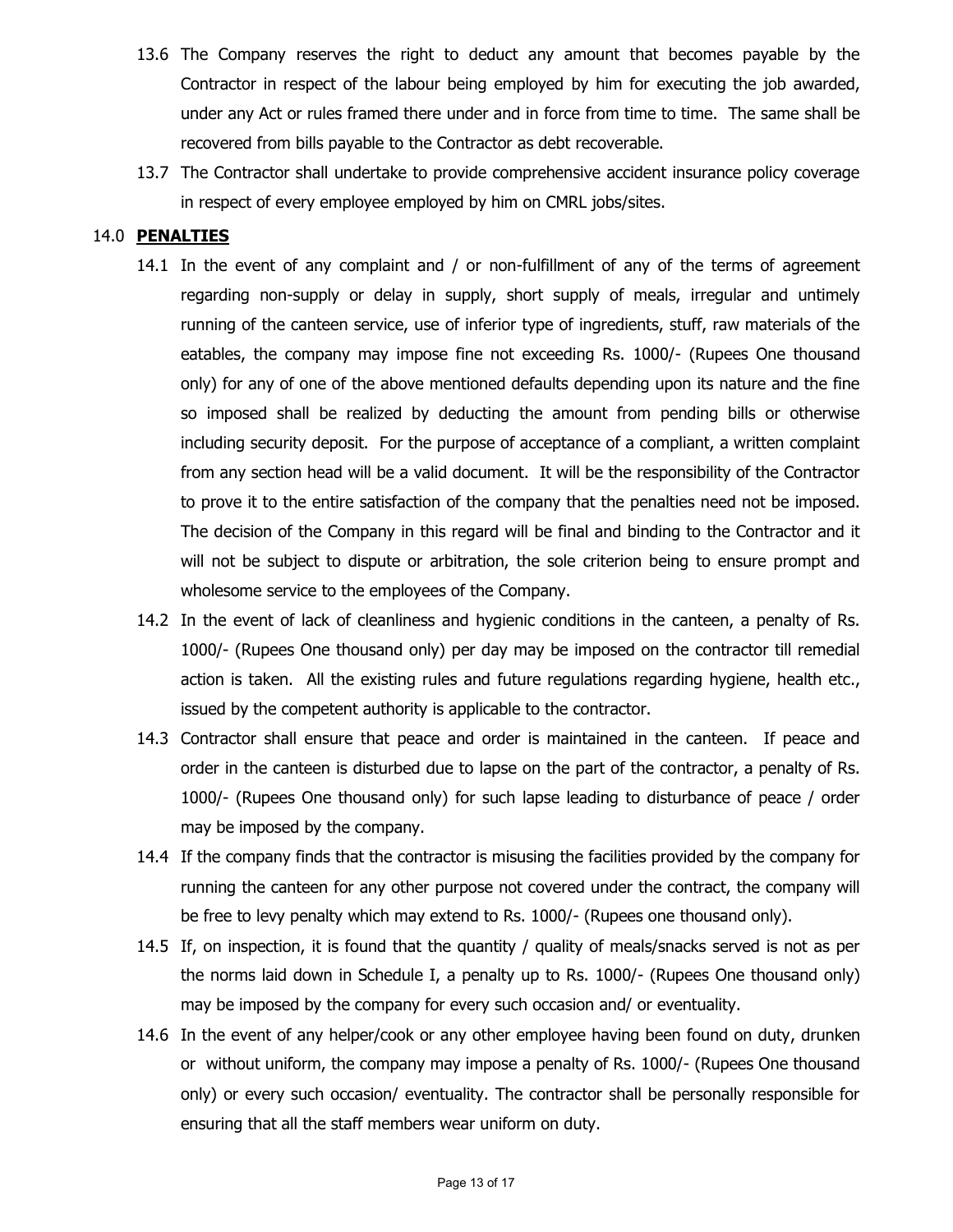13.6 The Company reserves the right to deduct any amount that becomes payable by the Contractor in respect of the labour being employed by him for executing the job awarded, under any Act or rules framed there under and in force from time to time. The same shall be recovered from bills payable to the Contractor as debt recoverable.

13.7 The Contractor shall undertake to provide comprehensive accident insurance policy coverage in respect of every employee employed by him on CMRL jobs/sites.

## 14.0 **PENALTIES**

14.1 In the event of any complaint and / or non-fulfillment of any of the terms of agreement regarding non-supply or delay in supply, short supply of meals, irregular and untimely running of the canteen service, use of inferior type of ingredients, stuff, raw materials of the eatables, the company may impose fine not exceeding Rs. 1000/- (Rupees One thousand only) for any of one of the above mentioned defaults depending upon its nature and the fine so imposed shall be realized by deducting the amount from pending bills or otherwise including security deposit. For the purpose of acceptance of a compliant, a written complaint from any section head will be a valid document. It will be the responsibility of the Contractor to prove it to the entire satisfaction of the company that the penalties need not be imposed. The decision of the Company in this regard will be final and binding to the Contractor and it will not be subject to dispute or arbitration, the sole criterion being to ensure prompt and wholesome service to the employees of the Company.

14.2 In the event of lack of cleanliness and hygienic conditions in the canteen, a penalty of Rs. 1000/- (Rupees One thousand only) per day may be imposed on the contractor till remedial action is taken. All the existing rules and future regulations regarding hygiene, health etc., issued by the competent authority is applicable to the contractor.

14.3 Contractor shall ensure that peace and order is maintained in the canteen. If peace and order in the canteen is disturbed due to lapse on the part of the contractor, a penalty of Rs. 1000/- (Rupees One thousand only) for such lapse leading to disturbance of peace / order may be imposed by the company.

14.4 If the company finds that the contractor is misusing the facilities provided by the company for running the canteen for any other purpose not covered under the contract, the company will be free to levy penalty which may extend to Rs. 1000/- (Rupees one thousand only).

14.5 If, on inspection, it is found that the quantity / quality of meals/snacks served is not as per the norms laid down in Schedule I, a penalty up to Rs. 1000/- (Rupees One thousand only) may be imposed by the company for every such occasion and/ or eventuality.

14.6 In the event of any helper/cook or any other employee having been found on duty, drunken or without uniform, the company may impose a penalty of Rs. 1000/- (Rupees One thousand only) or every such occasion/ eventuality. The contractor shall be personally responsible for ensuring that all the staff members wear uniform on duty.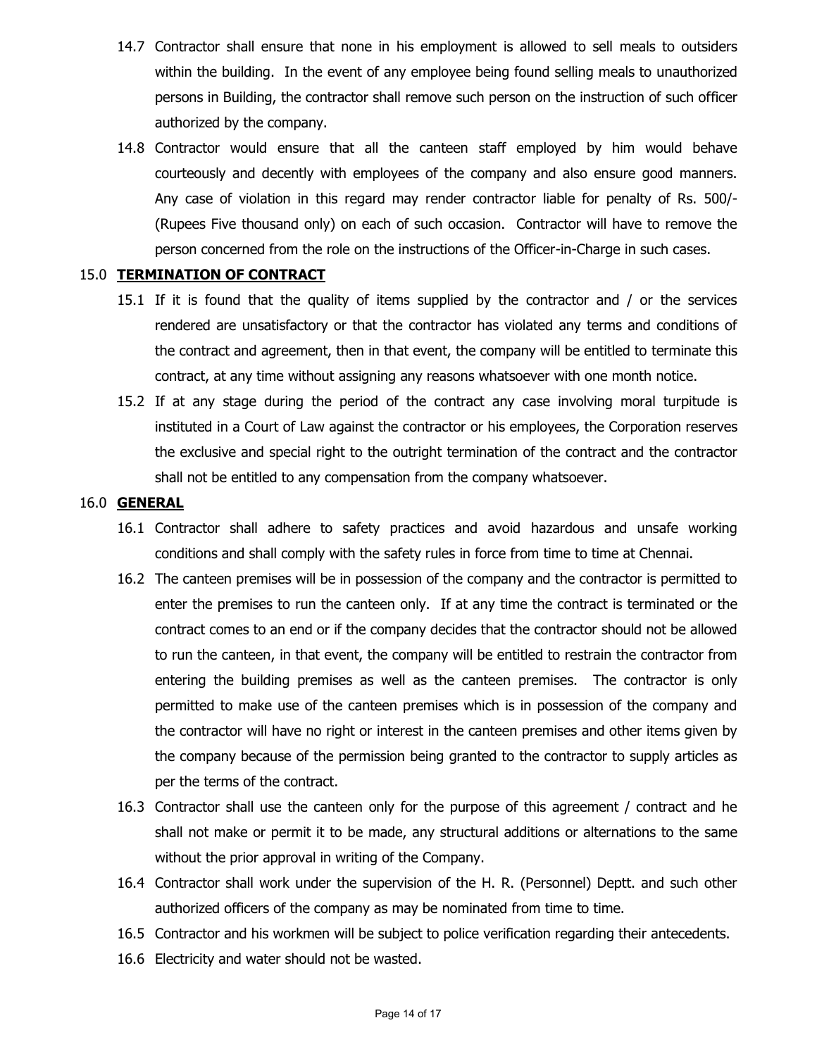14.7 Contractor shall ensure that none in his employment is allowed to sell meals to outsiders within the building. In the event of any employee being found selling meals to unauthorized persons in Building, the contractor shall remove such person on the instruction of such officer authorized by the company.

14.8 Contractor would ensure that all the canteen staff employed by him would behave courteously and decently with employees of the company and also ensure good manners. Any case of violation in this regard may render contractor liable for penalty of Rs. 500/- (Rupees Five thousand only) on each of such occasion. Contractor will have to remove the person concerned from the role on the instructions of the Officer-in-Charge in such cases.

## 15.0 **TERMINATION OF CONTRACT**

15.1 If it is found that the quality of items supplied by the contractor and / or the services rendered are unsatisfactory or that the contractor has violated any terms and conditions of the contract and agreement, then in that event, the company will be entitled to terminate this contract, at any time without assigning any reasons whatsoever with one month notice.

15.2 If at any stage during the period of the contract any case involving moral turpitude is instituted in a Court of Law against the contractor or his employees, the Corporation reserves the exclusive and special right to the outright termination of the contract and the contractor shall not be entitled to any compensation from the company whatsoever.

## 16.0 **GENERAL**

16.1 Contractor shall adhere to safety practices and avoid hazardous and unsafe working conditions and shall comply with the safety rules in force from time to time at Chennai.

16.2 The canteen premises will be in possession of the company and the contractor is permitted to enter the premises to run the canteen only. If at any time the contract is terminated or the contract comes to an end or if the company decides that the contractor should not be allowed to run the canteen, in that event, the company will be entitled to restrain the contractor from entering the building premises as well as the canteen premises. The contractor is only permitted to make use of the canteen premises which is in possession of the company and the contractor will have no right or interest in the canteen premises and other items given by the company because of the permission being granted to the contractor to supply articles as per the terms of the contract.

16.3 Contractor shall use the canteen only for the purpose of this agreement / contract and he shall not make or permit it to be made, any structural additions or alternations to the same without the prior approval in writing of the Company.

16.4 Contractor shall work under the supervision of the H. R. (Personnel) Deptt. and such other authorized officers of the company as may be nominated from time to time.

16.5 Contractor and his workmen will be subject to police verification regarding their antecedents.

16.6 Electricity and water should not be wasted.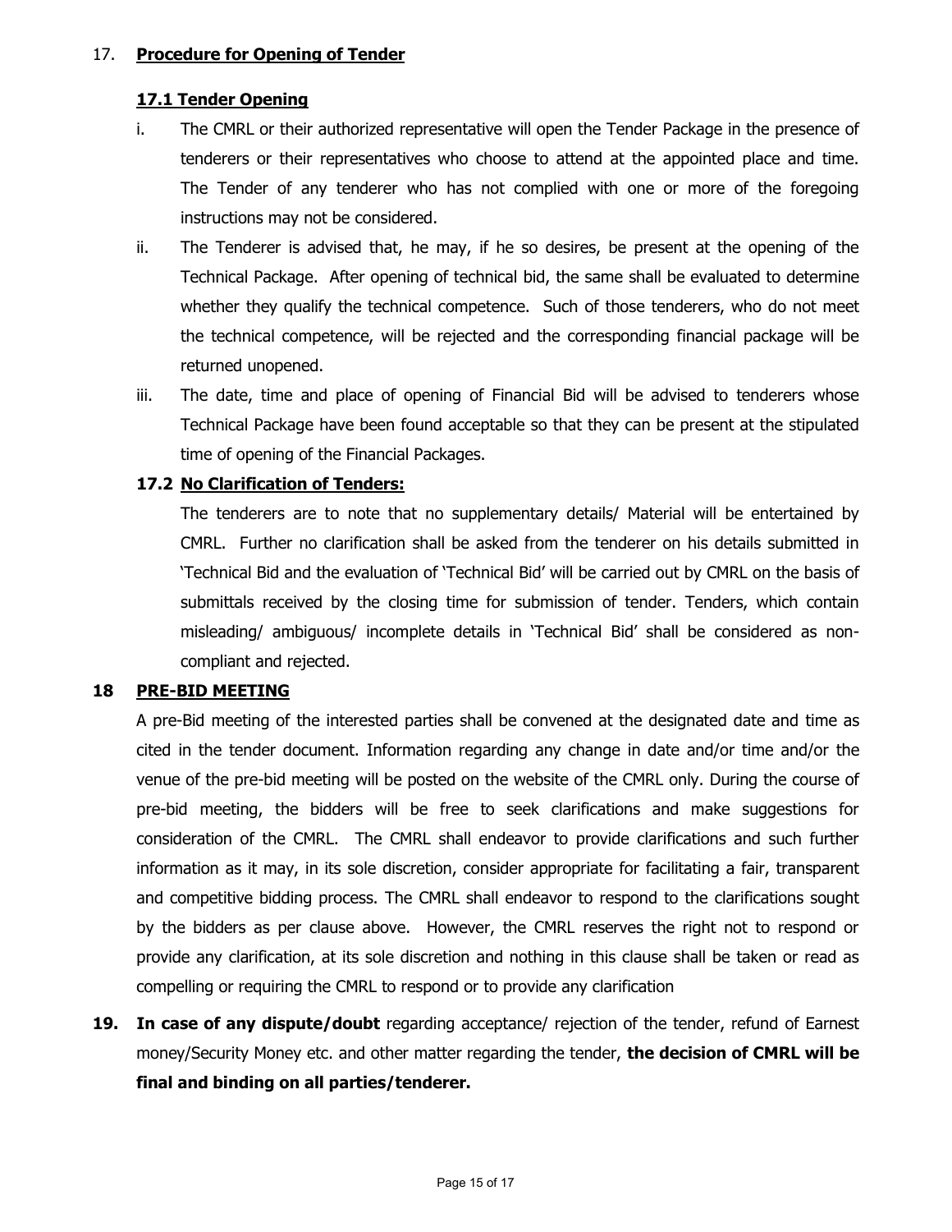## 17. **Procedure for Opening of Tender**

### 17.1 Tender Opening

i. The CMRL or their authorized representative will open the Tender Package in the presence of tenderers or their representatives who choose to attend at the appointed place and time. The Tender of any tenderer who has not complied with one or more of the foregoing instructions may not be considered.

ii. The Tenderer is advised that, he may, if he so desires, be present at the opening of the Technical Package. After opening of technical bid, the same shall be evaluated to determine whether they qualify the technical competence. Such of those tenderers, who do not meet the technical competence, will be rejected and the corresponding financial package will be returned unopened.

iii. The date, time and place of opening of Financial Bid will be advised to tenderers whose Technical Package have been found acceptable so that they can be present at the stipulated time of opening of the Financial Packages.

### 17.2 No Clarification of Tenders:

The tenderers are to note that no supplementary details/ Material will be entertained by CMRL. Further no clarification shall be asked from the tenderer on his details submitted in 'Technical Bid and the evaluation of 'Technical Bid' will be carried out by CMRL on the basis of submittals received by the closing time for submission of tender. Tenders, which contain misleading/ ambiguous/ incomplete details in 'Technical Bid' shall be considered as non-compliant and rejected.

## 18 PRE-BID MEETING

A pre-Bid meeting of the interested parties shall be convened at the designated date and time as cited in the tender document. Information regarding any change in date and/or time and/or the venue of the pre-bid meeting will be posted on the website of the CMRL only. During the course of pre-bid meeting, the bidders will be free to seek clarifications and make suggestions for consideration of the CMRL. The CMRL shall endeavor to provide clarifications and such further information as it may, in its sole discretion, consider appropriate for facilitating a fair, transparent and competitive bidding process. The CMRL shall endeavor to respond to the clarifications sought by the bidders as per clause above. However, the CMRL reserves the right not to respond or provide any clarification, at its sole discretion and nothing in this clause shall be taken or read as compelling or requiring the CMRL to respond or to provide any clarification

**19. In case of any dispute/doubt** regarding acceptance/ rejection of the tender, refund of Earnest money/Security Money etc. and other matter regarding the tender, **the decision of CMRL will be final and binding on all parties/tenderer.**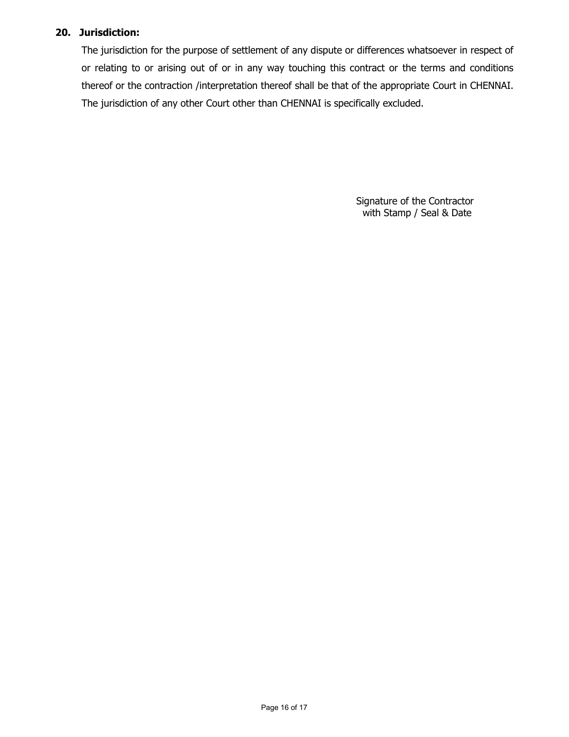## 20. Jurisdiction:

The jurisdiction for the purpose of settlement of any dispute or differences whatsoever in respect of or relating to or arising out of or in any way touching this contract or the terms and conditions thereof or the contraction /interpretation thereof shall be that of the appropriate Court in CHENNAI. The jurisdiction of any other Court other than CHENNAI is specifically excluded.

Signature of the Contractor
with Stamp / Seal & Date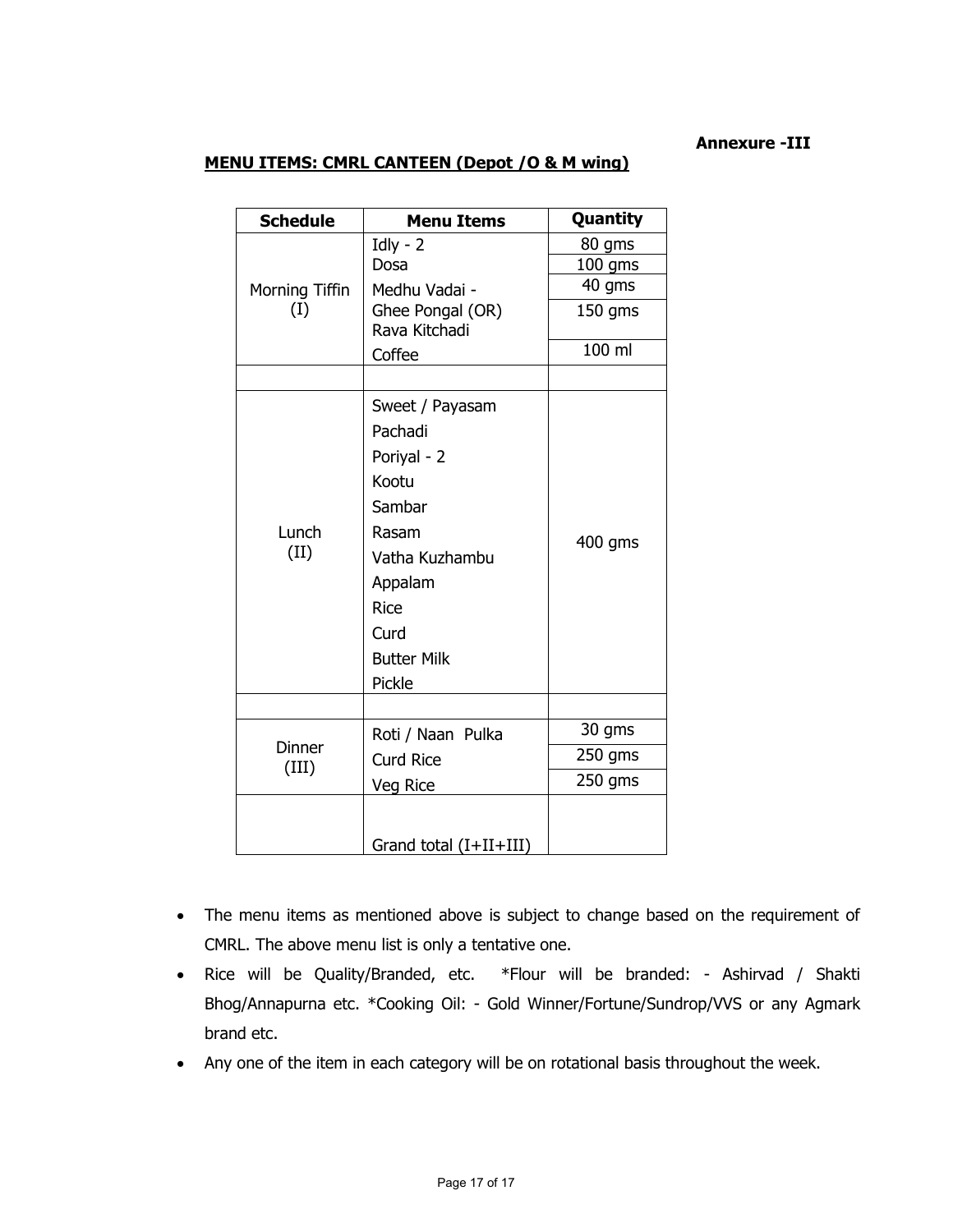**Annexure -III**

**MENU ITEMS: CMRL CANTEEN (Depot /O & M wing)**

| Schedule | Menu Items | Quantity |
|---|---|---|
| Morning Tiffin (I) | Idly - 2 | 80 gms |
| | Dosa | 100 gms |
| | Medhu Vadai - | 40 gms |
| | Ghee Pongal (OR) Rava Kitchadi | 150 gms |
| | Coffee | 100 ml |
| | | |
| Lunch (II) | Sweet / Payasam<br>Pachadi<br>Poriyal - 2<br>Kootu<br>Sambar<br>Rasam<br>Vatha Kuzhambu<br>Appalam<br>Rice<br>Curd<br>Butter Milk<br>Pickle | 400 gms |
| | | |
| Dinner (III) | Roti / Naan Pulka | 30 gms |
| | Curd Rice | 250 gms |
| | Veg Rice | 250 gms |
| | Grand total (I+II+III) | |

- The menu items as mentioned above is subject to change based on the requirement of CMRL. The above menu list is only a tentative one.
- Rice will be Quality/Branded, etc. *Flour will be branded: - Ashirvad / Shakti Bhog/Annapurna etc. *Cooking Oil: - Gold Winner/Fortune/Sundrop/VVS or any Agmark brand etc.
- Any one of the item in each category will be on rotational basis throughout the week.